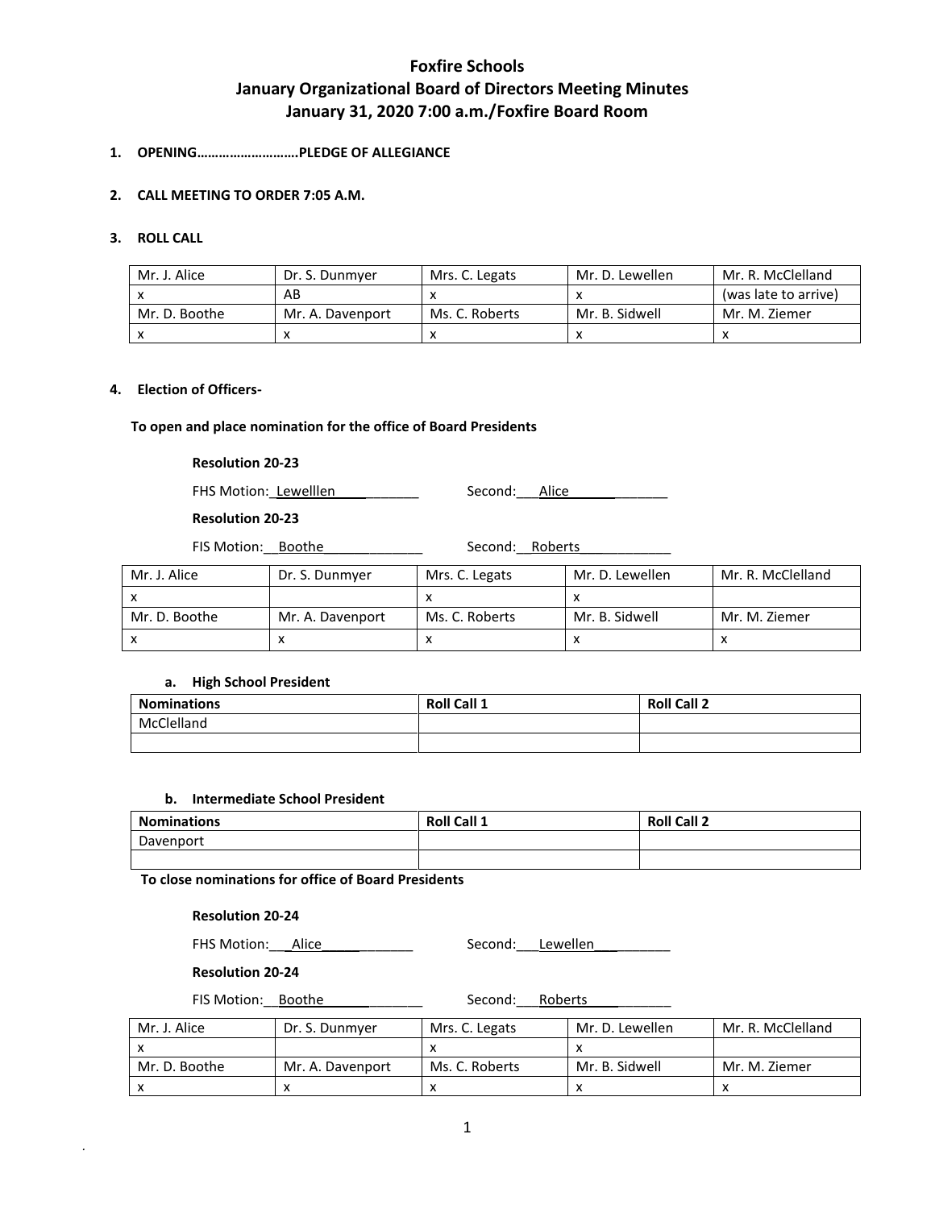# Foxfire Schools
## January Organizational Board of Directors Meeting Minutes
## January 31, 2020 7:00 a.m./Foxfire Board Room

1. **OPENING……………………….PLEDGE OF ALLEGIANCE**

2. **CALL MEETING TO ORDER 7:05 A.M.**

3. **ROLL CALL**

| Mr. J. Alice | Dr. S. Dunmyer | Mrs. C. Legats | Mr. D. Lewellen | Mr. R. McClelland |
|---|---|---|---|---|
| x | AB | x | x | (was late to arrive) |
| Mr. D. Boothe | Mr. A. Davenport | Ms. C. Roberts | Mr. B. Sidwell | Mr. M. Ziemer |
| x | x | x | x | x |

4. **Election of Officers-**

**To open and place nomination for the office of Board Presidents**

**Resolution 20-23**

FHS Motion:_Lewelllen____________ Second:___Alice_____________

**Resolution 20-23**

FIS Motion:__Boothe_____________ Second:__Roberts____________

| Mr. J. Alice | Dr. S. Dunmyer | Mrs. C. Legats | Mr. D. Lewellen | Mr. R. McClelland |
|---|---|---|---|---|
| x | | x | x | |
| Mr. D. Boothe | Mr. A. Davenport | Ms. C. Roberts | Mr. B. Sidwell | Mr. M. Ziemer |
| x | x | x | x | x |

a. **High School President**

| Nominations | Roll Call 1 | Roll Call 2 |
|---|---|---|
| McClelland | | |
| | | |

b. **Intermediate School President**

| Nominations | Roll Call 1 | Roll Call 2 |
|---|---|---|
| Davenport | | |
| | | |

**To close nominations for office of Board Presidents**

**Resolution 20-24**

FHS Motion:___Alice____________ Second:___Lewellen__________

**Resolution 20-24**

FIS Motion:__Boothe_____________ Second:___Roberts___________

| Mr. J. Alice | Dr. S. Dunmyer | Mrs. C. Legats | Mr. D. Lewellen | Mr. R. McClelland |
|---|---|---|---|---|
| x | | x | x | |
| Mr. D. Boothe | Mr. A. Davenport | Ms. C. Roberts | Mr. B. Sidwell | Mr. M. Ziemer |
| x | x | x | x | x |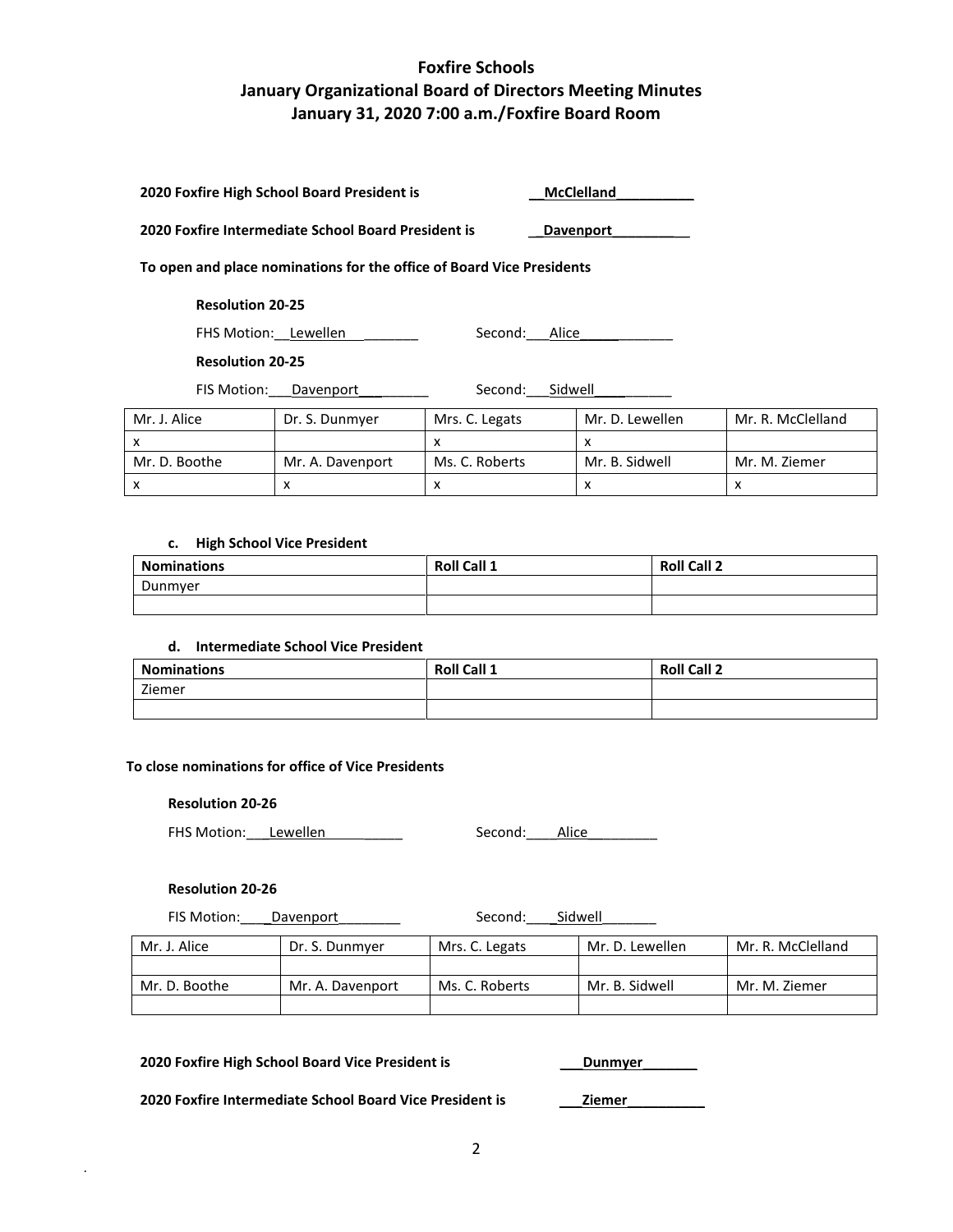# Foxfire Schools
## January Organizational Board of Directors Meeting Minutes
## January 31, 2020 7:00 a.m./Foxfire Board Room

**2020 Foxfire High School Board President is** __McClelland__________

**2020 Foxfire Intermediate School Board President is** __Davenport_________

**To open and place nominations for the office of Board Vice Presidents**

**Resolution 20-25**

FHS Motion:__Lewellen___________ Second:___Alice____________

**Resolution 20-25**

FIS Motion:___Davenport___________ Second:___Sidwell__________

| Mr. J. Alice | Dr. S. Dunmyer | Mrs. C. Legats | Mr. D. Lewellen | Mr. R. McClelland |
|---|---|---|---|---|
| x | | x | x | |
| Mr. D. Boothe | Mr. A. Davenport | Ms. C. Roberts | Mr. B. Sidwell | Mr. M. Ziemer |
| x | x | x | x | x |

**c. High School Vice President**

| Nominations | Roll Call 1 | Roll Call 2 |
|---|---|---|
| Dunmyer | | |
| | | |

**d. Intermediate School Vice President**

| Nominations | Roll Call 1 | Roll Call 2 |
|---|---|---|
| Ziemer | | |
| | | |

**To close nominations for office of Vice Presidents**

**Resolution 20-26**

FHS Motion:___Lewellen__________ Second:____Alice_________

**Resolution 20-26**

FIS Motion:____Davenport________ Second:____Sidwell_______

| Mr. J. Alice | Dr. S. Dunmyer | Mrs. C. Legats | Mr. D. Lewellen | Mr. R. McClelland |
|---|---|---|---|---|
| | | | | |
| Mr. D. Boothe | Mr. A. Davenport | Ms. C. Roberts | Mr. B. Sidwell | Mr. M. Ziemer |
| | | | | |

**2020 Foxfire High School Board Vice President is** ___Dunmyer_______

**2020 Foxfire Intermediate School Board Vice President is** ___Ziemer__________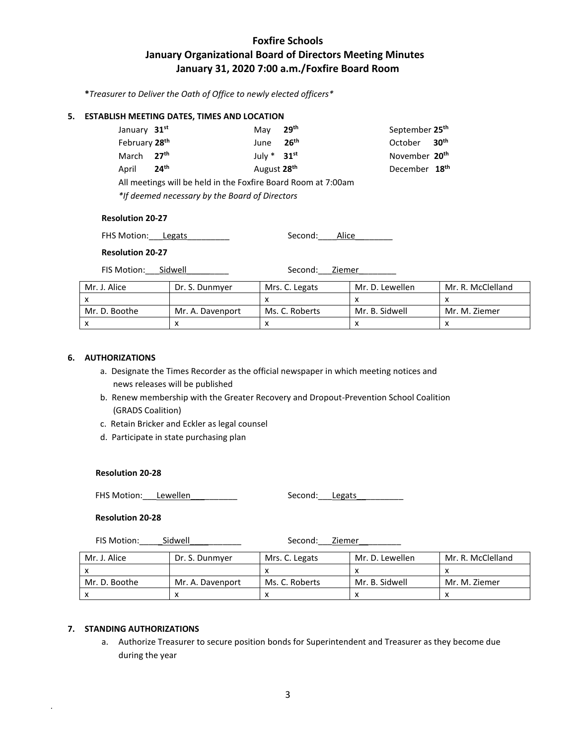# Foxfire Schools
## January Organizational Board of Directors Meeting Minutes
## January 31, 2020 7:00 a.m./Foxfire Board Room

***Treasurer to Deliver the Oath of Office to newly elected officers***

### 5. ESTABLISH MEETING DATES, TIMES AND LOCATION

| | | |
|---|---|---|
| January **31st** | May **29th** | September **25th** |
| February **28th** | June **26th** | October **30th** |
| March **27th** | July * **31st** | November **20th** |
| April **24th** | August **28th** | December **18th** |

All meetings will be held in the Foxfire Board Room at 7:00am

*\*If deemed necessary by the Board of Directors*

**Resolution 20-27**

FHS Motion:___Legats_________ Second:____Alice________

**Resolution 20-27**

FIS Motion:___Sidwell_________ Second:___Ziemer________

| Mr. J. Alice | Dr. S. Dunmyer | Mrs. C. Legats | Mr. D. Lewellen | Mr. R. McClelland |
|---|---|---|---|---|
| x | | x | x | x |
| Mr. D. Boothe | Mr. A. Davenport | Ms. C. Roberts | Mr. B. Sidwell | Mr. M. Ziemer |
| x | x | x | x | x |

### 6. AUTHORIZATIONS

a. Designate the Times Recorder as the official newspaper in which meeting notices and news releases will be published
b. Renew membership with the Greater Recovery and Dropout-Prevention School Coalition (GRADS Coalition)
c. Retain Bricker and Eckler as legal counsel
d. Participate in state purchasing plan

**Resolution 20-28**

FHS Motion:___Lewellen___________ Second:___Legats__________

**Resolution 20-28**

FIS Motion:_____Sidwell___________ Second:___Ziemer__________

| Mr. J. Alice | Dr. S. Dunmyer | Mrs. C. Legats | Mr. D. Lewellen | Mr. R. McClelland |
|---|---|---|---|---|
| x | | x | x | x |
| Mr. D. Boothe | Mr. A. Davenport | Ms. C. Roberts | Mr. B. Sidwell | Mr. M. Ziemer |
| x | x | x | x | x |

### 7. STANDING AUTHORIZATIONS

a. Authorize Treasurer to secure position bonds for Superintendent and Treasurer as they become due during the year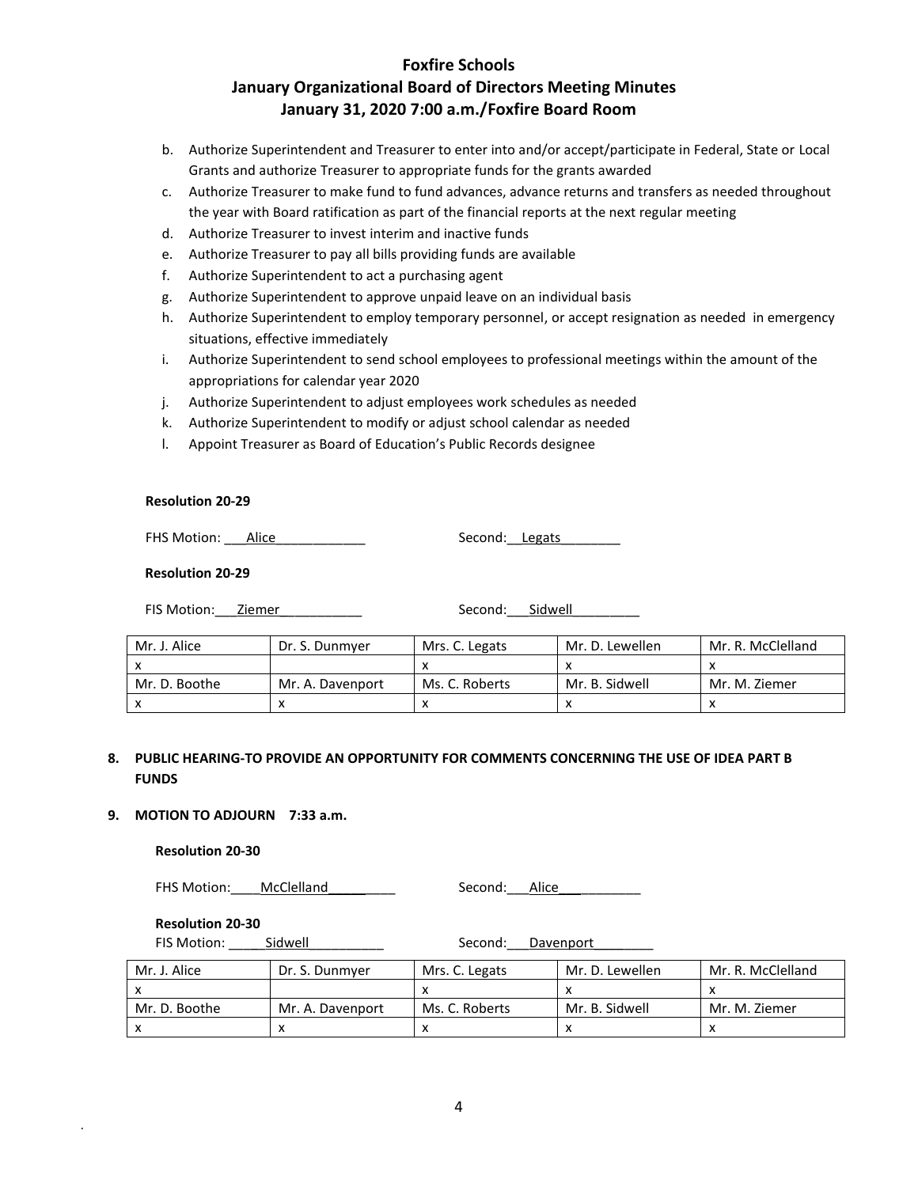# Foxfire Schools
## January Organizational Board of Directors Meeting Minutes
## January 31, 2020 7:00 a.m./Foxfire Board Room

b. Authorize Superintendent and Treasurer to enter into and/or accept/participate in Federal, State or Local Grants and authorize Treasurer to appropriate funds for the grants awarded
c. Authorize Treasurer to make fund to fund advances, advance returns and transfers as needed throughout the year with Board ratification as part of the financial reports at the next regular meeting
d. Authorize Treasurer to invest interim and inactive funds
e. Authorize Treasurer to pay all bills providing funds are available
f. Authorize Superintendent to act a purchasing agent
g. Authorize Superintendent to approve unpaid leave on an individual basis
h. Authorize Superintendent to employ temporary personnel, or accept resignation as needed in emergency situations, effective immediately
i. Authorize Superintendent to send school employees to professional meetings within the amount of the appropriations for calendar year 2020
j. Authorize Superintendent to adjust employees work schedules as needed
k. Authorize Superintendent to modify or adjust school calendar as needed
l. Appoint Treasurer as Board of Education's Public Records designee

**Resolution 20-29**

FHS Motion: Alice Second: Legats

**Resolution 20-29**

FIS Motion: Ziemer Second: Sidwell

| Mr. J. Alice | Dr. S. Dunmyer | Mrs. C. Legats | Mr. D. Lewellen | Mr. R. McClelland |
|---|---|---|---|---|
| x | | x | x | x |
| Mr. D. Boothe | Mr. A. Davenport | Ms. C. Roberts | Mr. B. Sidwell | Mr. M. Ziemer |
| x | x | x | x | x |

**8. PUBLIC HEARING-TO PROVIDE AN OPPORTUNITY FOR COMMENTS CONCERNING THE USE OF IDEA PART B FUNDS**

**9. MOTION TO ADJOURN 7:33 a.m.**

**Resolution 20-30**

FHS Motion: McClelland Second: Alice

**Resolution 20-30**

FIS Motion: Sidwell Second: Davenport

| Mr. J. Alice | Dr. S. Dunmyer | Mrs. C. Legats | Mr. D. Lewellen | Mr. R. McClelland |
|---|---|---|---|---|
| x | | x | x | x |
| Mr. D. Boothe | Mr. A. Davenport | Ms. C. Roberts | Mr. B. Sidwell | Mr. M. Ziemer |
| x | x | x | x | x |